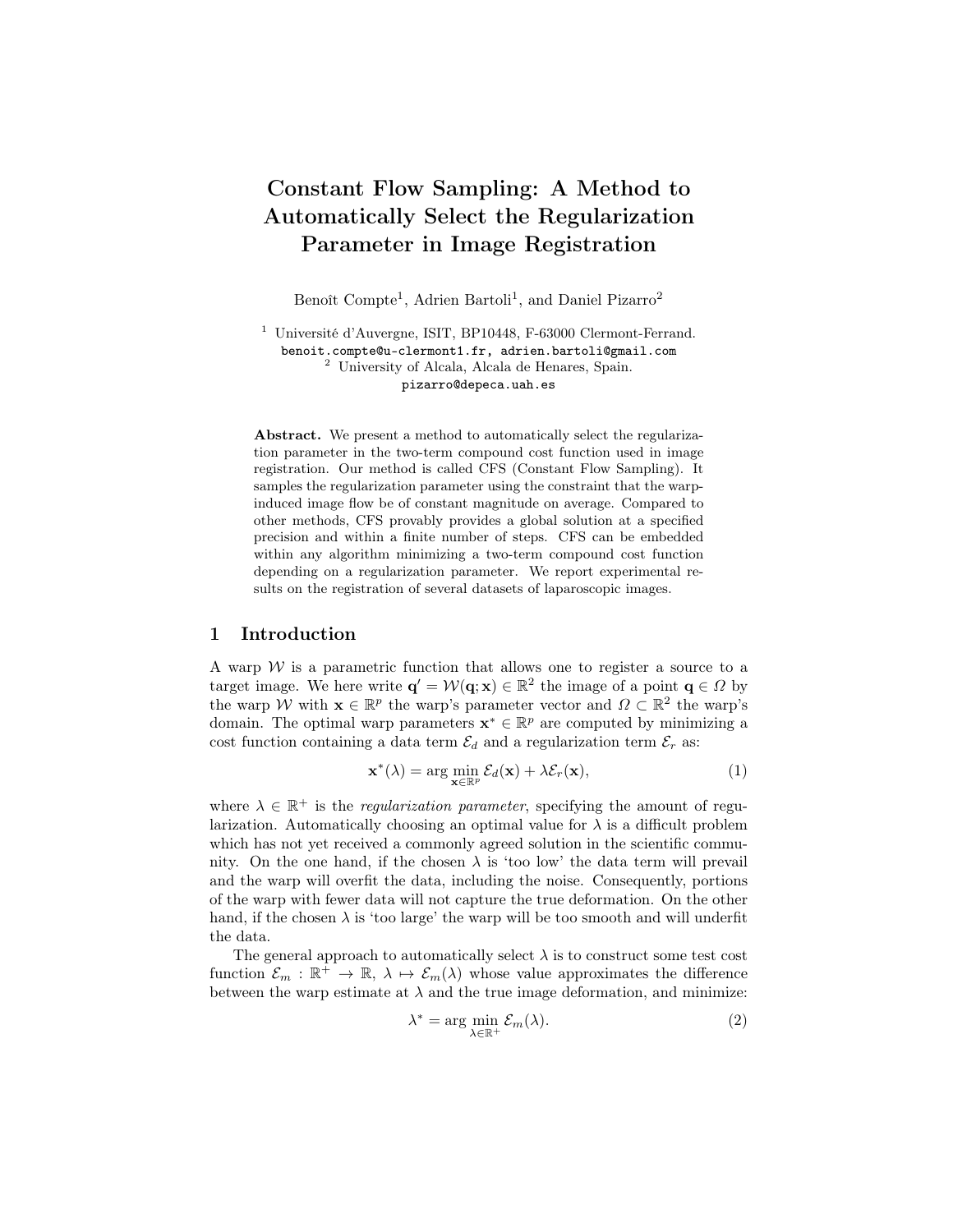# Constant Flow Sampling: A Method to Automatically Select the Regularization Parameter in Image Registration

Benoît Compte[1], Adrien Bartoli[1], and Daniel Pizarro[2]

[1] Université d'Auvergne, ISIT, BP10448, F-63000 Clermont-Ferrand.
benoit.compte@u-clermont1.fr, adrien.bartoli@gmail.com
[2] University of Alcala, Alcala de Henares, Spain.
pizarro@depeca.uah.es

**Abstract.** We present a method to automatically select the regularization parameter in the two-term compound cost function used in image registration. Our method is called CFS (Constant Flow Sampling). It samples the regularization parameter using the constraint that the warp-induced image flow be of constant magnitude on average. Compared to other methods, CFS provably provides a global solution at a specified precision and within a finite number of steps. CFS can be embedded within any algorithm minimizing a two-term compound cost function depending on a regularization parameter. We report experimental results on the registration of several datasets of laparoscopic images.

## 1 Introduction

A warp $\mathcal{W}$ is a parametric function that allows one to register a source to a target image. We here write $\mathbf{q}' = \mathcal{W}(\mathbf{q}; \mathbf{x}) \in \mathbb{R}^2$ the image of a point $\mathbf{q} \in \Omega$ by the warp $\mathcal{W}$ with $\mathbf{x} \in \mathbb{R}^p$ the warp's parameter vector and $\Omega \subset \mathbb{R}^2$ the warp's domain. The optimal warp parameters $\mathbf{x}^* \in \mathbb{R}^p$ are computed by minimizing a cost function containing a data term $\mathcal{E}_d$ and a regularization term $\mathcal{E}_r$ as:

$$\mathbf{x}^*(\lambda) = \arg \min_{\mathbf{x} \in \mathbb{R}^p} \mathcal{E}_d(\mathbf{x}) + \lambda \mathcal{E}_r(\mathbf{x}), \tag{1}$$

where $\lambda \in \mathbb{R}^+$ is the *regularization parameter*, specifying the amount of regularization. Automatically choosing an optimal value for $\lambda$ is a difficult problem which has not yet received a commonly agreed solution in the scientific community. On the one hand, if the chosen $\lambda$ is 'too low' the data term will prevail and the warp will overfit the data, including the noise. Consequently, portions of the warp with fewer data will not capture the true deformation. On the other hand, if the chosen $\lambda$ is 'too large' the warp will be too smooth and will underfit the data.

The general approach to automatically select $\lambda$ is to construct some test cost function $\mathcal{E}_m : \mathbb{R}^+ \to \mathbb{R}$, $\lambda \mapsto \mathcal{E}_m(\lambda)$ whose value approximates the difference between the warp estimate at $\lambda$ and the true image deformation, and minimize:

$$\lambda^* = \arg \min_{\lambda \in \mathbb{R}^+} \mathcal{E}_m(\lambda). \tag{2}$$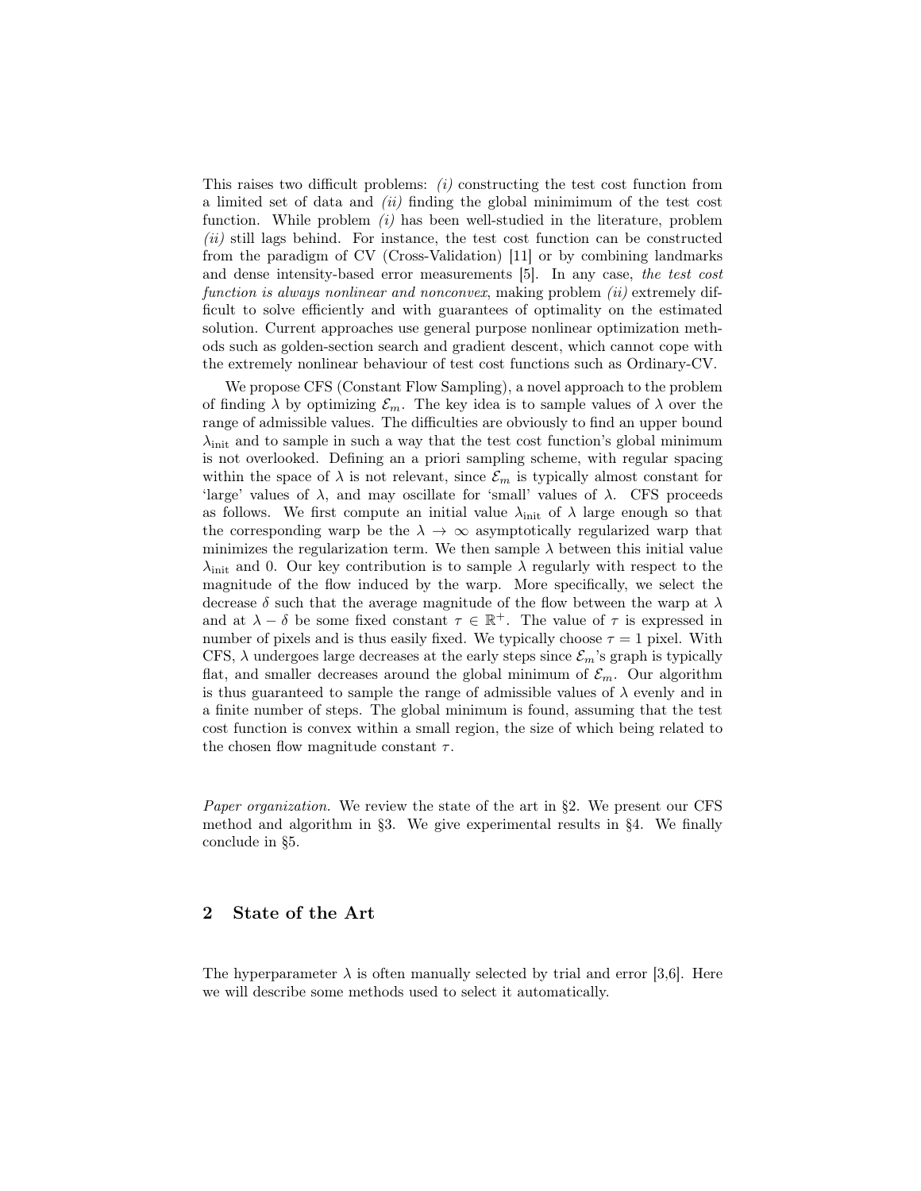This raises two difficult problems: *(i)* constructing the test cost function from a limited set of data and *(ii)* finding the global minimimum of the test cost function. While problem *(i)* has been well-studied in the literature, problem *(ii)* still lags behind. For instance, the test cost function can be constructed from the paradigm of CV (Cross-Validation) [11] or by combining landmarks and dense intensity-based error measurements [5]. In any case, *the test cost function is always nonlinear and nonconvex*, making problem *(ii)* extremely difficult to solve efficiently and with guarantees of optimality on the estimated solution. Current approaches use general purpose nonlinear optimization methods such as golden-section search and gradient descent, which cannot cope with the extremely nonlinear behaviour of test cost functions such as Ordinary-CV.

We propose CFS (Constant Flow Sampling), a novel approach to the problem of finding $\lambda$ by optimizing $\mathcal{E}_m$. The key idea is to sample values of $\lambda$ over the range of admissible values. The difficulties are obviously to find an upper bound $\lambda_{\text{init}}$ and to sample in such a way that the test cost function's global minimum is not overlooked. Defining an a priori sampling scheme, with regular spacing within the space of $\lambda$ is not relevant, since $\mathcal{E}_m$ is typically almost constant for 'large' values of $\lambda$, and may oscillate for 'small' values of $\lambda$. CFS proceeds as follows. We first compute an initial value $\lambda_{\text{init}}$ of $\lambda$ large enough so that the corresponding warp be the $\lambda \to \infty$ asymptotically regularized warp that minimizes the regularization term. We then sample $\lambda$ between this initial value $\lambda_{\text{init}}$ and 0. Our key contribution is to sample $\lambda$ regularly with respect to the magnitude of the flow induced by the warp. More specifically, we select the decrease $\delta$ such that the average magnitude of the flow between the warp at $\lambda$ and at $\lambda - \delta$ be some fixed constant $\tau \in \mathbb{R}^+$. The value of $\tau$ is expressed in number of pixels and is thus easily fixed. We typically choose $\tau = 1$ pixel. With CFS, $\lambda$ undergoes large decreases at the early steps since $\mathcal{E}_m$'s graph is typically flat, and smaller decreases around the global minimum of $\mathcal{E}_m$. Our algorithm is thus guaranteed to sample the range of admissible values of $\lambda$ evenly and in a finite number of steps. The global minimum is found, assuming that the test cost function is convex within a small region, the size of which being related to the chosen flow magnitude constant $\tau$.

*Paper organization.* We review the state of the art in §2. We present our CFS method and algorithm in §3. We give experimental results in §4. We finally conclude in §5.

## 2 State of the Art

The hyperparameter $\lambda$ is often manually selected by trial and error [3,6]. Here we will describe some methods used to select it automatically.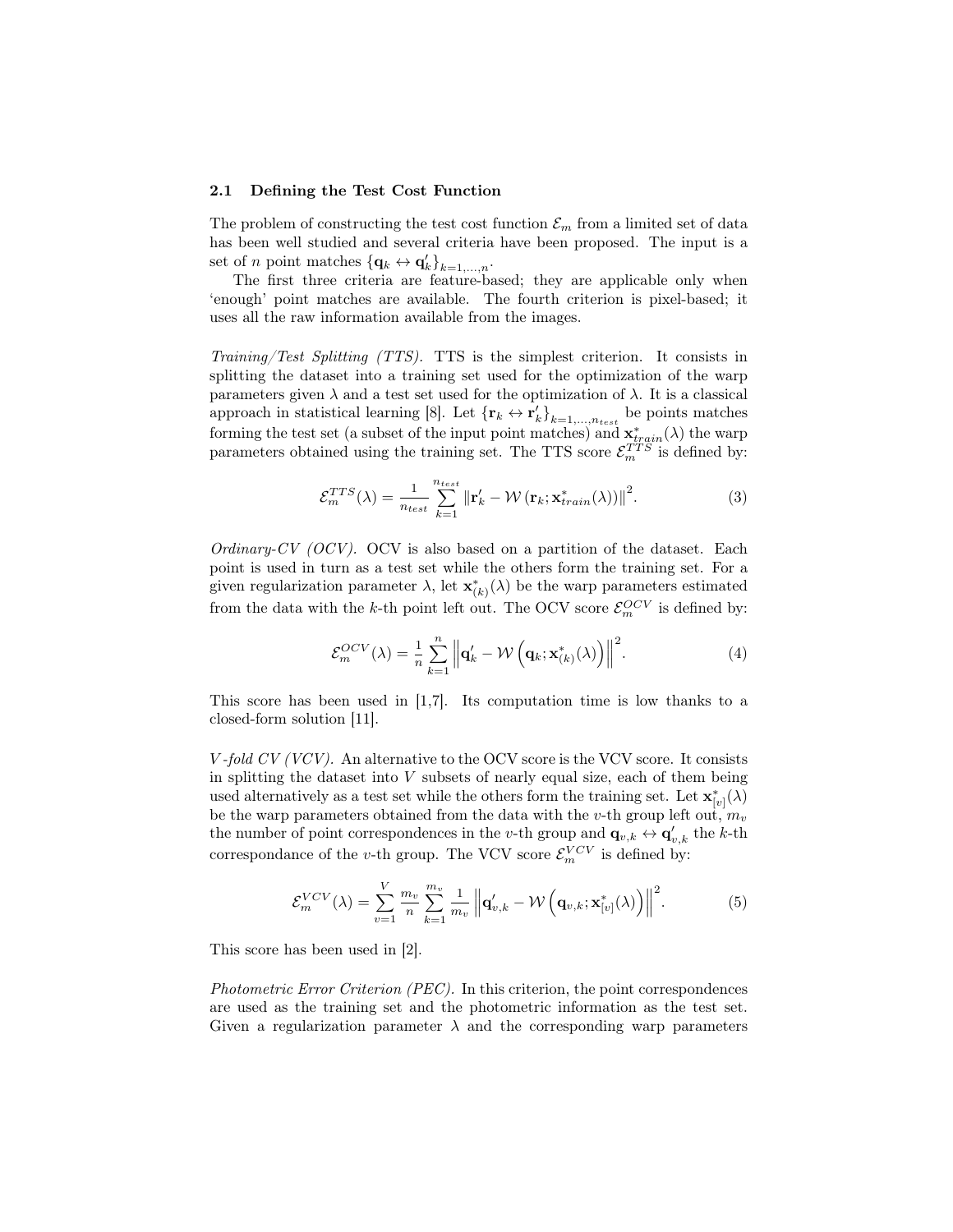### 2.1 Defining the Test Cost Function

The problem of constructing the test cost function $\mathcal{E}_m$ from a limited set of data has been well studied and several criteria have been proposed. The input is a set of $n$ point matches $\{\mathbf{q}_k \leftrightarrow \mathbf{q}'_k\}_{k=1,\ldots,n}$.

The first three criteria are feature-based; they are applicable only when 'enough' point matches are available. The fourth criterion is pixel-based; it uses all the raw information available from the images.

*Training/Test Splitting (TTS).* TTS is the simplest criterion. It consists in splitting the dataset into a training set used for the optimization of the warp parameters given $\lambda$ and a test set used for the optimization of $\lambda$. It is a classical approach in statistical learning [8]. Let $\{\mathbf{r}_k \leftrightarrow \mathbf{r}'_k\}_{k=1,\ldots,n_{test}}$ be points matches forming the test set (a subset of the input point matches) and $\mathbf{x}^*_{train}(\lambda)$ the warp parameters obtained using the training set. The TTS score $\mathcal{E}_m^{TTS}$ is defined by:

$$\mathcal{E}_m^{TTS}(\lambda) = \frac{1}{n_{test}} \sum_{k=1}^{n_{test}} \left\| \mathbf{r}'_k - \mathcal{W}\left(\mathbf{r}_k; \mathbf{x}^*_{train}(\lambda)\right) \right\|^2. \tag{3}$$

*Ordinary-CV (OCV).* OCV is also based on a partition of the dataset. Each point is used in turn as a test set while the others form the training set. For a given regularization parameter $\lambda$, let $\mathbf{x}^*_{(k)}(\lambda)$ be the warp parameters estimated from the data with the $k$-th point left out. The OCV score $\mathcal{E}_m^{OCV}$ is defined by:

$$\mathcal{E}_m^{OCV}(\lambda) = \frac{1}{n} \sum_{k=1}^{n} \left\| \mathbf{q}'_k - \mathcal{W}\left(\mathbf{q}_k; \mathbf{x}^*_{(k)}(\lambda)\right) \right\|^2. \tag{4}$$

This score has been used in [1,7]. Its computation time is low thanks to a closed-form solution [11].

*V-fold CV (VCV).* An alternative to the OCV score is the VCV score. It consists in splitting the dataset into $V$ subsets of nearly equal size, each of them being used alternatively as a test set while the others form the training set. Let $\mathbf{x}^*_{[v]}(\lambda)$ be the warp parameters obtained from the data with the $v$-th group left out, $m_v$ the number of point correspondences in the $v$-th group and $\mathbf{q}_{v,k} \leftrightarrow \mathbf{q}'_{v,k}$ the $k$-th correspondance of the $v$-th group. The VCV score $\mathcal{E}_m^{VCV}$ is defined by:

$$\mathcal{E}_m^{VCV}(\lambda) = \sum_{v=1}^{V} \frac{m_v}{n} \sum_{k=1}^{m_v} \frac{1}{m_v} \left\| \mathbf{q}'_{v,k} - \mathcal{W}\left(\mathbf{q}_{v,k}; \mathbf{x}^*_{[v]}(\lambda)\right) \right\|^2. \tag{5}$$

This score has been used in [2].

*Photometric Error Criterion (PEC).* In this criterion, the point correspondences are used as the training set and the photometric information as the test set. Given a regularization parameter $\lambda$ and the corresponding warp parameters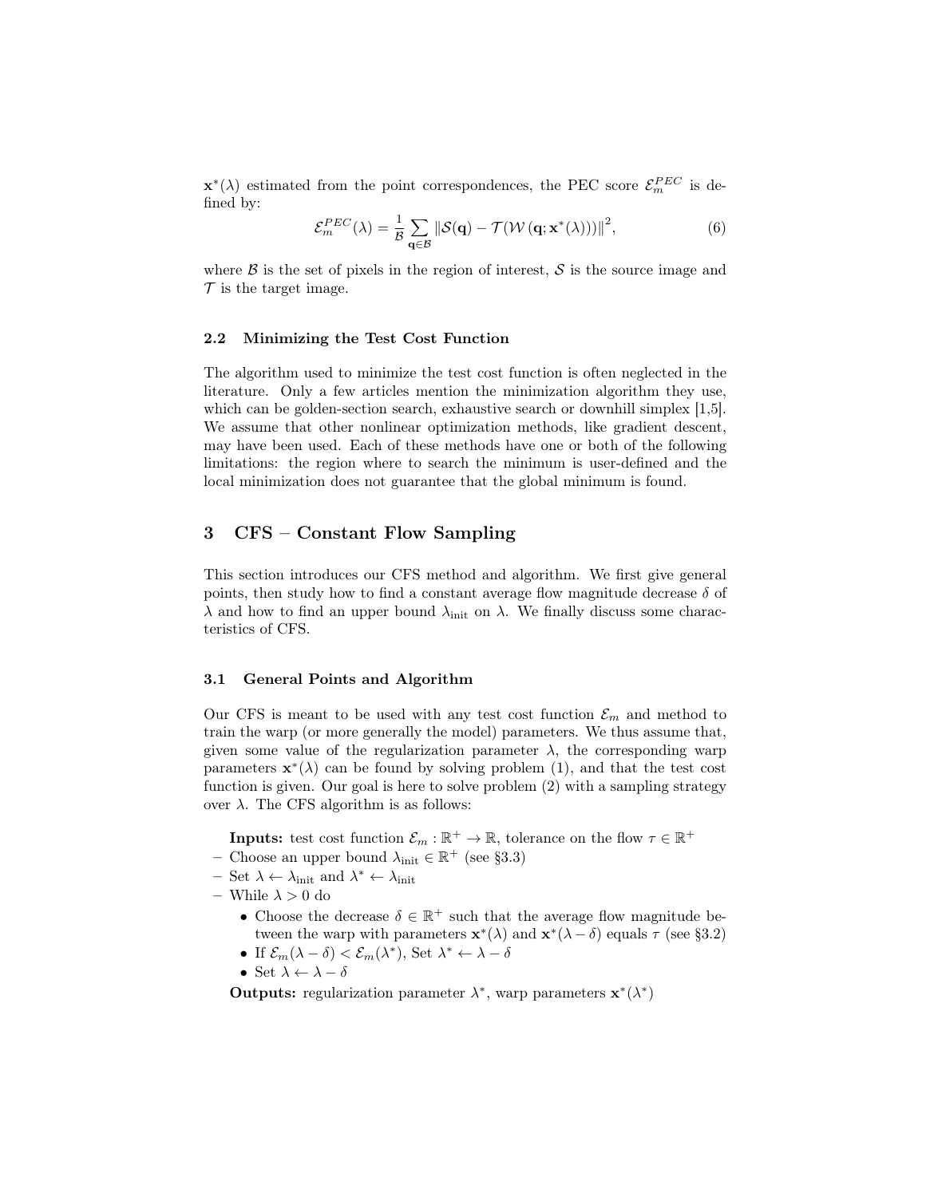$\mathbf{x}^*(\lambda)$ estimated from the point correspondences, the PEC score $\mathcal{E}_m^{PEC}$ is defined by:

$$\mathcal{E}_m^{PEC}(\lambda) = \frac{1}{\mathcal{B}} \sum_{\mathbf{q}\in\mathcal{B}} \left\| \mathcal{S}(\mathbf{q}) - \mathcal{T}(\mathcal{W}\left(\mathbf{q}; \mathbf{x}^*(\lambda)\right)) \right\|^2, \tag{6}$$

where $\mathcal{B}$ is the set of pixels in the region of interest, $\mathcal{S}$ is the source image and $\mathcal{T}$ is the target image.

### 2.2 Minimizing the Test Cost Function

The algorithm used to minimize the test cost function is often neglected in the literature. Only a few articles mention the minimization algorithm they use, which can be golden-section search, exhaustive search or downhill simplex [1,5]. We assume that other nonlinear optimization methods, like gradient descent, may have been used. Each of these methods have one or both of the following limitations: the region where to search the minimum is user-defined and the local minimization does not guarantee that the global minimum is found.

## 3 CFS – Constant Flow Sampling

This section introduces our CFS method and algorithm. We first give general points, then study how to find a constant average flow magnitude decrease $\delta$ of $\lambda$ and how to find an upper bound $\lambda_{\text{init}}$ on $\lambda$. We finally discuss some characteristics of CFS.

### 3.1 General Points and Algorithm

Our CFS is meant to be used with any test cost function $\mathcal{E}_m$ and method to train the warp (or more generally the model) parameters. We thus assume that, given some value of the regularization parameter $\lambda$, the corresponding warp parameters $\mathbf{x}^*(\lambda)$ can be found by solving problem (1), and that the test cost function is given. Our goal is here to solve problem (2) with a sampling strategy over $\lambda$. The CFS algorithm is as follows:

**Inputs:** test cost function $\mathcal{E}_m : \mathbb{R}^+ \to \mathbb{R}$, tolerance on the flow $\tau \in \mathbb{R}^+$

- Choose an upper bound $\lambda_{\text{init}} \in \mathbb{R}^+$ (see §3.3)
- Set $\lambda \leftarrow \lambda_{\text{init}}$ and $\lambda^* \leftarrow \lambda_{\text{init}}$
- While $\lambda > 0$ do
  - Choose the decrease $\delta \in \mathbb{R}^+$ such that the average flow magnitude between the warp with parameters $\mathbf{x}^*(\lambda)$ and $\mathbf{x}^*(\lambda - \delta)$ equals $\tau$ (see §3.2)
  - If $\mathcal{E}_m(\lambda - \delta) < \mathcal{E}_m(\lambda^*)$, Set $\lambda^* \leftarrow \lambda - \delta$
  - Set $\lambda \leftarrow \lambda - \delta$

**Outputs:** regularization parameter $\lambda^*$, warp parameters $\mathbf{x}^*(\lambda^*)$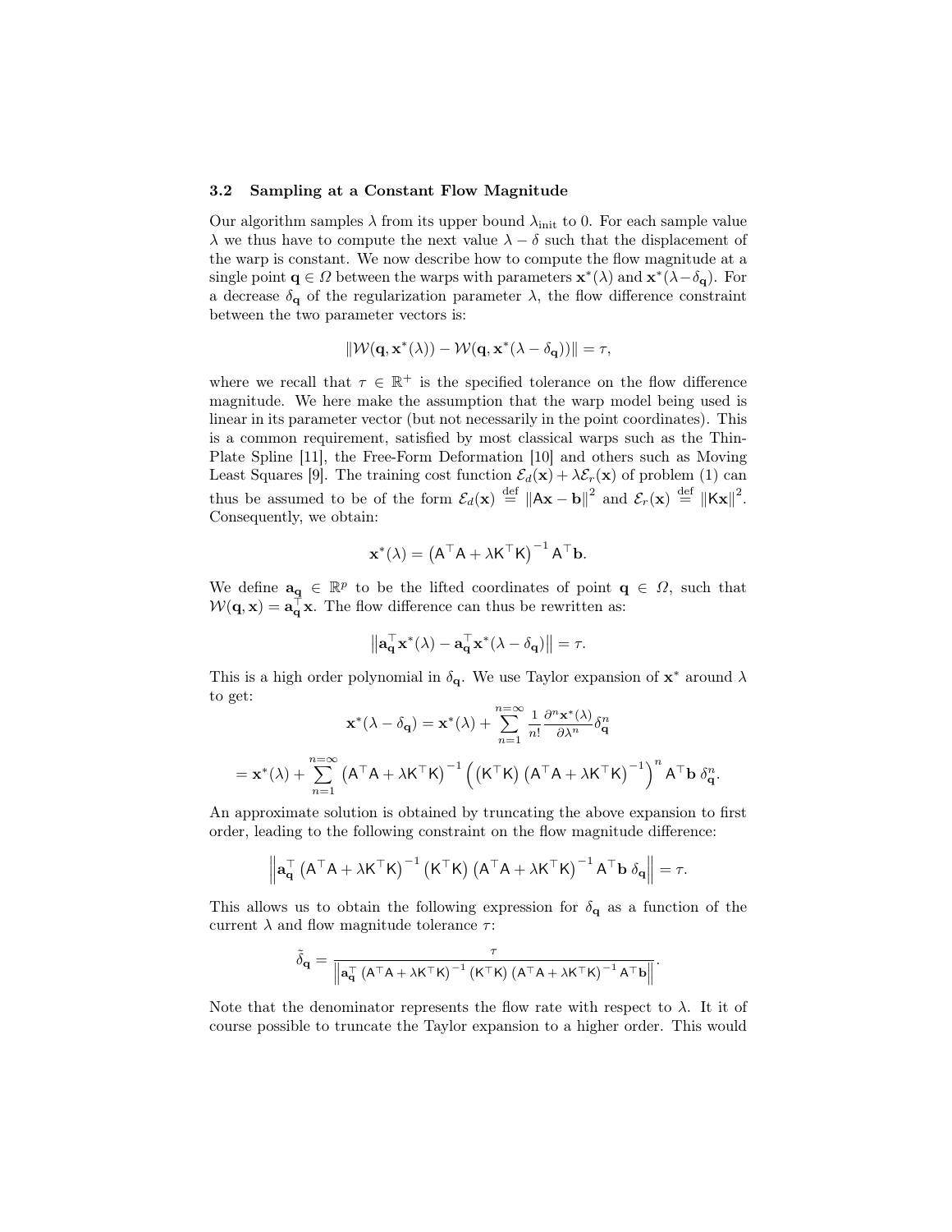### 3.2 Sampling at a Constant Flow Magnitude

Our algorithm samples $\lambda$ from its upper bound $\lambda_{\text{init}}$ to 0. For each sample value $\lambda$ we thus have to compute the next value $\lambda - \delta$ such that the displacement of the warp is constant. We now describe how to compute the flow magnitude at a single point $\mathbf{q} \in \Omega$ between the warps with parameters $\mathbf{x}^*(\lambda)$ and $\mathbf{x}^*(\lambda - \delta_{\mathbf{q}})$. For a decrease $\delta_{\mathbf{q}}$ of the regularization parameter $\lambda$, the flow difference constraint between the two parameter vectors is:

$$\|\mathcal{W}(\mathbf{q}, \mathbf{x}^*(\lambda)) - \mathcal{W}(\mathbf{q}, \mathbf{x}^*(\lambda - \delta_{\mathbf{q}}))\| = \tau,$$

where we recall that $\tau \in \mathbb{R}^+$ is the specified tolerance on the flow difference magnitude. We here make the assumption that the warp model being used is linear in its parameter vector (but not necessarily in the point coordinates). This is a common requirement, satisfied by most classical warps such as the Thin-Plate Spline [11], the Free-Form Deformation [10] and others such as Moving Least Squares [9]. The training cost function $\mathcal{E}_d(\mathbf{x}) + \lambda \mathcal{E}_r(\mathbf{x})$ of problem (1) can thus be assumed to be of the form $\mathcal{E}_d(\mathbf{x}) \overset{\text{def}}{=} \|\mathsf{A}\mathbf{x} - \mathbf{b}\|^2$ and $\mathcal{E}_r(\mathbf{x}) \overset{\text{def}}{=} \|\mathsf{K}\mathbf{x}\|^2$. Consequently, we obtain:

$$\mathbf{x}^*(\lambda) = \left(\mathsf{A}^\top \mathsf{A} + \lambda \mathsf{K}^\top \mathsf{K}\right)^{-1} \mathsf{A}^\top \mathbf{b}.$$

We define $\mathbf{a}_{\mathbf{q}} \in \mathbb{R}^p$ to be the lifted coordinates of point $\mathbf{q} \in \Omega$, such that $\mathcal{W}(\mathbf{q}, \mathbf{x}) = \mathbf{a}_{\mathbf{q}}^\top \mathbf{x}$. The flow difference can thus be rewritten as:

$$\left\|\mathbf{a}_{\mathbf{q}}^\top \mathbf{x}^*(\lambda) - \mathbf{a}_{\mathbf{q}}^\top \mathbf{x}^*(\lambda - \delta_{\mathbf{q}})\right\| = \tau.$$

This is a high order polynomial in $\delta_{\mathbf{q}}$. We use Taylor expansion of $\mathbf{x}^*$ around $\lambda$ to get:

$$\mathbf{x}^*(\lambda - \delta_{\mathbf{q}}) = \mathbf{x}^*(\lambda) + \sum_{n=1}^{n=\infty} \frac{1}{n!} \frac{\partial^n \mathbf{x}^*(\lambda)}{\partial \lambda^n} \delta_{\mathbf{q}}^n$$

$$= \mathbf{x}^*(\lambda) + \sum_{n=1}^{n=\infty} \left(\mathsf{A}^\top \mathsf{A} + \lambda \mathsf{K}^\top \mathsf{K}\right)^{-1} \left(\left(\mathsf{K}^\top \mathsf{K}\right)\left(\mathsf{A}^\top \mathsf{A} + \lambda \mathsf{K}^\top \mathsf{K}\right)^{-1}\right)^n \mathsf{A}^\top \mathbf{b}\, \delta_{\mathbf{q}}^n.$$

An approximate solution is obtained by truncating the above expansion to first order, leading to the following constraint on the flow magnitude difference:

$$\left\|\mathbf{a}_{\mathbf{q}}^\top \left(\mathsf{A}^\top \mathsf{A} + \lambda \mathsf{K}^\top \mathsf{K}\right)^{-1} \left(\mathsf{K}^\top \mathsf{K}\right) \left(\mathsf{A}^\top \mathsf{A} + \lambda \mathsf{K}^\top \mathsf{K}\right)^{-1} \mathsf{A}^\top \mathbf{b}\, \delta_{\mathbf{q}}\right\| = \tau.$$

This allows us to obtain the following expression for $\delta_{\mathbf{q}}$ as a function of the current $\lambda$ and flow magnitude tolerance $\tau$:

$$\tilde{\delta}_{\mathbf{q}} = \frac{\tau}{\left\|\mathbf{a}_{\mathbf{q}}^\top \left(\mathsf{A}^\top \mathsf{A} + \lambda \mathsf{K}^\top \mathsf{K}\right)^{-1} \left(\mathsf{K}^\top \mathsf{K}\right) \left(\mathsf{A}^\top \mathsf{A} + \lambda \mathsf{K}^\top \mathsf{K}\right)^{-1} \mathsf{A}^\top \mathbf{b}\right\|}.$$

Note that the denominator represents the flow rate with respect to $\lambda$. It it of course possible to truncate the Taylor expansion to a higher order. This would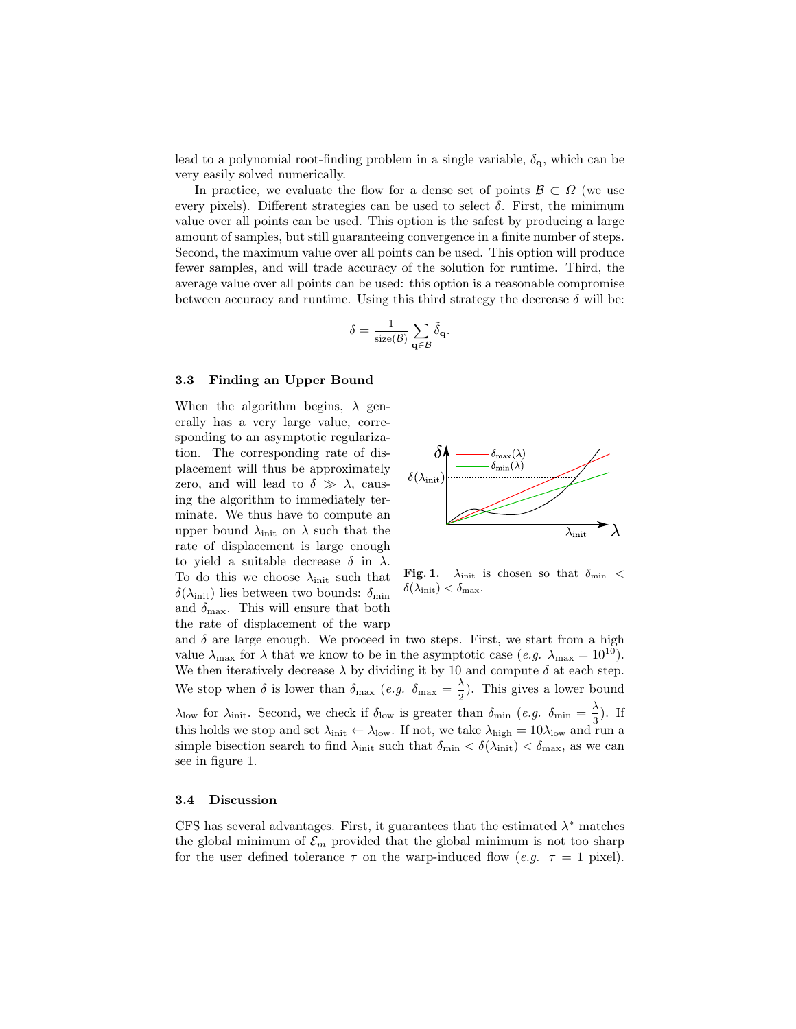lead to a polynomial root-finding problem in a single variable, $\delta_{\mathbf{q}}$, which can be very easily solved numerically.

In practice, we evaluate the flow for a dense set of points $\mathcal{B} \subset \Omega$ (we use every pixels). Different strategies can be used to select $\delta$. First, the minimum value over all points can be used. This option is the safest by producing a large amount of samples, but still guaranteeing convergence in a finite number of steps. Second, the maximum value over all points can be used. This option will produce fewer samples, and will trade accuracy of the solution for runtime. Third, the average value over all points can be used: this option is a reasonable compromise between accuracy and runtime. Using this third strategy the decrease $\delta$ will be:

$$\delta = \frac{1}{\text{size}(\mathcal{B})} \sum_{\mathbf{q} \in \mathcal{B}} \tilde{\delta}_{\mathbf{q}}.$$

### 3.3 Finding an Upper Bound

When the algorithm begins, $\lambda$ generally has a very large value, corresponding to an asymptotic regularization. The corresponding rate of displacement will thus be approximately zero, and will lead to $\delta \gg \lambda$, causing the algorithm to immediately terminate. We thus have to compute an upper bound $\lambda_{\text{init}}$ on $\lambda$ such that the rate of displacement is large enough to yield a suitable decrease $\delta$ in $\lambda$. To do this we choose $\lambda_{\text{init}}$ such that $\delta(\lambda_{\text{init}})$ lies between two bounds: $\delta_{\min}$ and $\delta_{\max}$. This will ensure that both the rate of displacement of the warp and $\delta$ are large enough. We proceed in two steps. First, we start from a high value $\lambda_{\max}$ for $\lambda$ that we know to be in the asymptotic case (*e.g.* $\lambda_{\max} = 10^{10}$). We then iteratively decrease $\lambda$ by dividing it by 10 and compute $\delta$ at each step. We stop when $\delta$ is lower than $\delta_{\max}$ (*e.g.* $\delta_{\max} = \frac{\lambda}{2}$). This gives a lower bound $\lambda_{\text{low}}$ for $\lambda_{\text{init}}$. Second, we check if $\delta_{\text{low}}$ is greater than $\delta_{\min}$ (*e.g.* $\delta_{\min} = \frac{\lambda}{3}$). If this holds we stop and set $\lambda_{\text{init}} \leftarrow \lambda_{\text{low}}$. If not, we take $\lambda_{\text{high}} = 10\lambda_{\text{low}}$ and run a simple bisection search to find $\lambda_{\text{init}}$ such that $\delta_{\min} < \delta(\lambda_{\text{init}}) < \delta_{\max}$, as we can see in figure 1.

**Fig. 1.** $\lambda_{\text{init}}$ is chosen so that $\delta_{\min} < \delta(\lambda_{\text{init}}) < \delta_{\max}$.

### 3.4 Discussion

CFS has several advantages. First, it guarantees that the estimated $\lambda^*$ matches the global minimum of $\mathcal{E}_m$ provided that the global minimum is not too sharp for the user defined tolerance $\tau$ on the warp-induced flow (*e.g.* $\tau = 1$ pixel).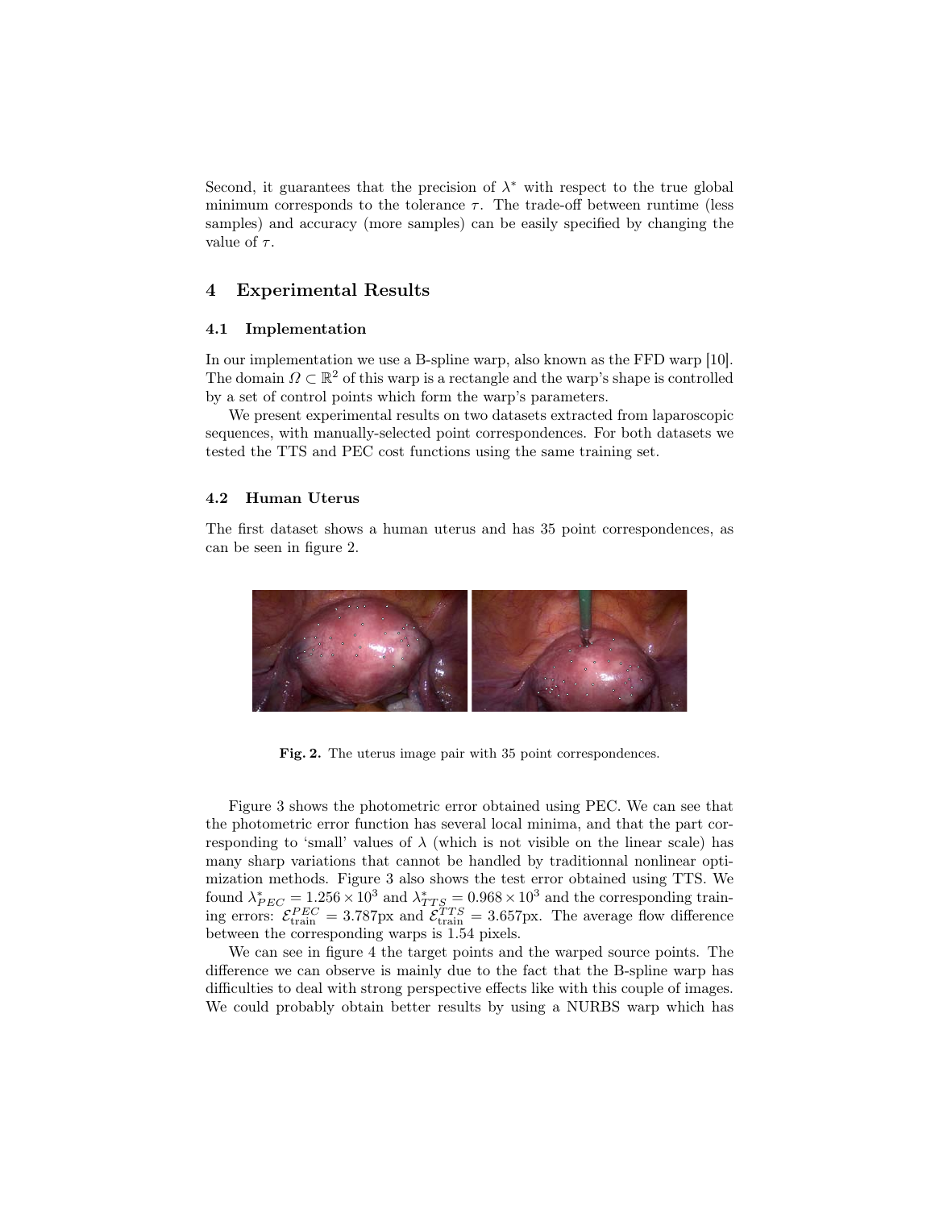Second, it guarantees that the precision of $\lambda^*$ with respect to the true global minimum corresponds to the tolerance $\tau$. The trade-off between runtime (less samples) and accuracy (more samples) can be easily specified by changing the value of $\tau$.

## 4 Experimental Results

### 4.1 Implementation

In our implementation we use a B-spline warp, also known as the FFD warp [10]. The domain $\Omega \subset \mathbb{R}^2$ of this warp is a rectangle and the warp's shape is controlled by a set of control points which form the warp's parameters.

We present experimental results on two datasets extracted from laparoscopic sequences, with manually-selected point correspondences. For both datasets we tested the TTS and PEC cost functions using the same training set.

### 4.2 Human Uterus

The first dataset shows a human uterus and has 35 point correspondences, as can be seen in figure 2.

**Fig. 2.** The uterus image pair with 35 point correspondences.

Figure 3 shows the photometric error obtained using PEC. We can see that the photometric error function has several local minima, and that the part corresponding to 'small' values of $\lambda$ (which is not visible on the linear scale) has many sharp variations that cannot be handled by traditionnal nonlinear optimization methods. Figure 3 also shows the test error obtained using TTS. We found $\lambda^*_{PEC} = 1.256 \times 10^3$ and $\lambda^*_{TTS} = 0.968 \times 10^3$ and the corresponding training errors: $\mathcal{E}^{PEC}_{\text{train}} = 3.787$px and $\mathcal{E}^{TTS}_{\text{train}} = 3.657$px. The average flow difference between the corresponding warps is 1.54 pixels.

We can see in figure 4 the target points and the warped source points. The difference we can observe is mainly due to the fact that the B-spline warp has difficulties to deal with strong perspective effects like with this couple of images. We could probably obtain better results by using a NURBS warp which has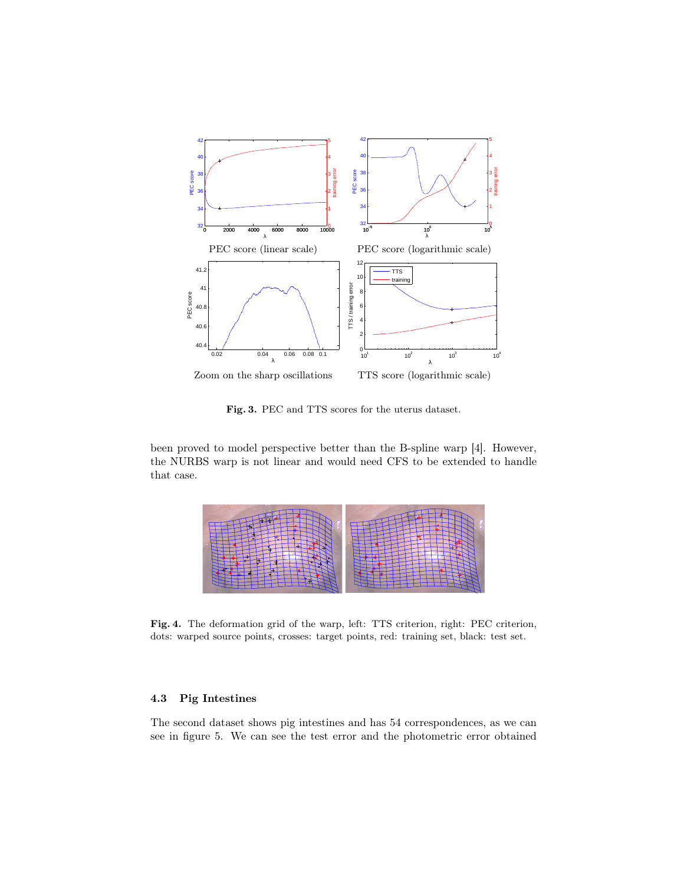PEC score (linear scale)

PEC score (logarithmic scale)

Zoom on the sharp oscillations

TTS score (logarithmic scale)

**Fig. 3.** PEC and TTS scores for the uterus dataset.

been proved to model perspective better than the B-spline warp [4]. However, the NURBS warp is not linear and would need CFS to be extended to handle that case.

**Fig. 4.** The deformation grid of the warp, left: TTS criterion, right: PEC criterion, dots: warped source points, crosses: target points, red: training set, black: test set.

### 4.3 Pig Intestines

The second dataset shows pig intestines and has 54 correspondences, as we can see in figure 5. We can see the test error and the photometric error obtained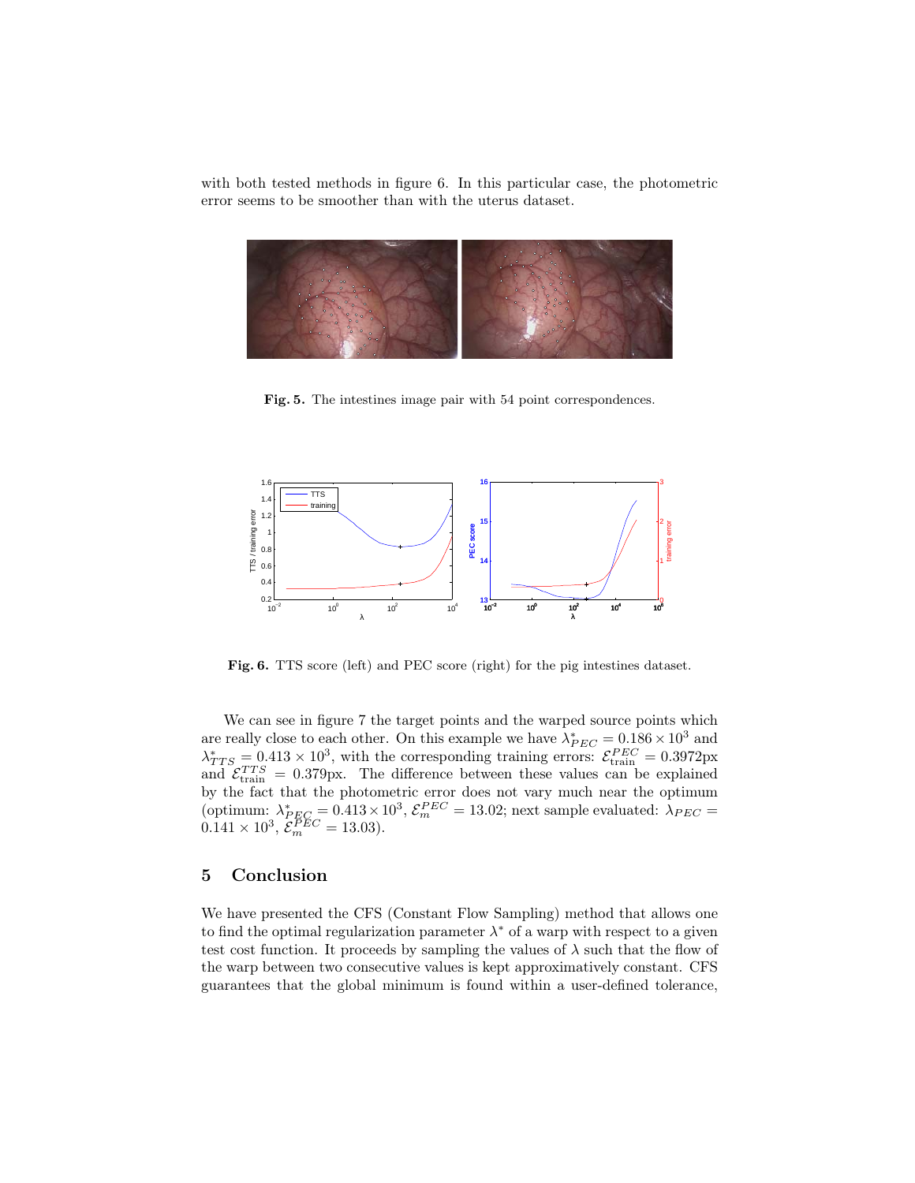with both tested methods in figure 6. In this particular case, the photometric error seems to be smoother than with the uterus dataset.

**Fig. 5.** The intestines image pair with 54 point correspondences.

**Fig. 6.** TTS score (left) and PEC score (right) for the pig intestines dataset.

We can see in figure 7 the target points and the warped source points which are really close to each other. On this example we have $\lambda^*_{PEC} = 0.186 \times 10^3$ and $\lambda^*_{TTS} = 0.413 \times 10^3$, with the corresponding training errors: $\mathcal{E}^{PEC}_{\text{train}} = 0.3972$px and $\mathcal{E}^{TTS}_{\text{train}} = 0.379$px. The difference between these values can be explained by the fact that the photometric error does not vary much near the optimum (optimum: $\lambda^*_{PEC} = 0.413 \times 10^3$, $\mathcal{E}^{PEC}_m = 13.02$; next sample evaluated: $\lambda_{PEC} = 0.141 \times 10^3$, $\mathcal{E}^{PEC}_m = 13.03$).

## 5 Conclusion

We have presented the CFS (Constant Flow Sampling) method that allows one to find the optimal regularization parameter $\lambda^*$ of a warp with respect to a given test cost function. It proceeds by sampling the values of $\lambda$ such that the flow of the warp between two consecutive values is kept approximatively constant. CFS guarantees that the global minimum is found within a user-defined tolerance,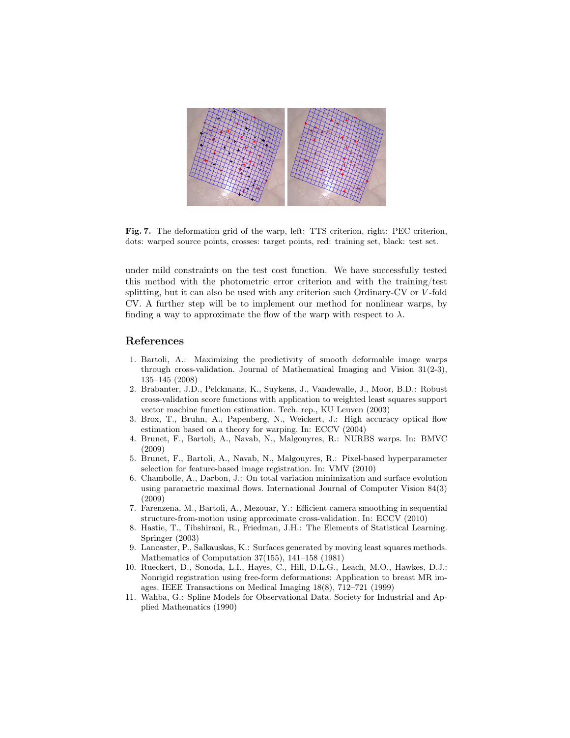**Fig. 7.** The deformation grid of the warp, left: TTS criterion, right: PEC criterion, dots: warped source points, crosses: target points, red: training set, black: test set.

under mild constraints on the test cost function. We have successfully tested this method with the photometric error criterion and with the training/test splitting, but it can also be used with any criterion such Ordinary-CV or $V$-fold CV. A further step will be to implement our method for nonlinear warps, by finding a way to approximate the flow of the warp with respect to $\lambda$.

## References

1. Bartoli, A.: Maximizing the predictivity of smooth deformable image warps through cross-validation. Journal of Mathematical Imaging and Vision 31(2-3), 135–145 (2008)
2. Brabanter, J.D., Pelckmans, K., Suykens, J., Vandewalle, J., Moor, B.D.: Robust cross-validation score functions with application to weighted least squares support vector machine function estimation. Tech. rep., KU Leuven (2003)
3. Brox, T., Bruhn, A., Papenberg, N., Weickert, J.: High accuracy optical flow estimation based on a theory for warping. In: ECCV (2004)
4. Brunet, F., Bartoli, A., Navab, N., Malgouyres, R.: NURBS warps. In: BMVC (2009)
5. Brunet, F., Bartoli, A., Navab, N., Malgouyres, R.: Pixel-based hyperparameter selection for feature-based image registration. In: VMV (2010)
6. Chambolle, A., Darbon, J.: On total variation minimization and surface evolution using parametric maximal flows. International Journal of Computer Vision 84(3) (2009)
7. Farenzena, M., Bartoli, A., Mezouar, Y.: Efficient camera smoothing in sequential structure-from-motion using approximate cross-validation. In: ECCV (2010)
8. Hastie, T., Tibshirani, R., Friedman, J.H.: The Elements of Statistical Learning. Springer (2003)
9. Lancaster, P., Salkauskas, K.: Surfaces generated by moving least squares methods. Mathematics of Computation 37(155), 141–158 (1981)
10. Rueckert, D., Sonoda, L.I., Hayes, C., Hill, D.L.G., Leach, M.O., Hawkes, D.J.: Nonrigid registration using free-form deformations: Application to breast MR images. IEEE Transactions on Medical Imaging 18(8), 712–721 (1999)
11. Wahba, G.: Spline Models for Observational Data. Society for Industrial and Applied Mathematics (1990)